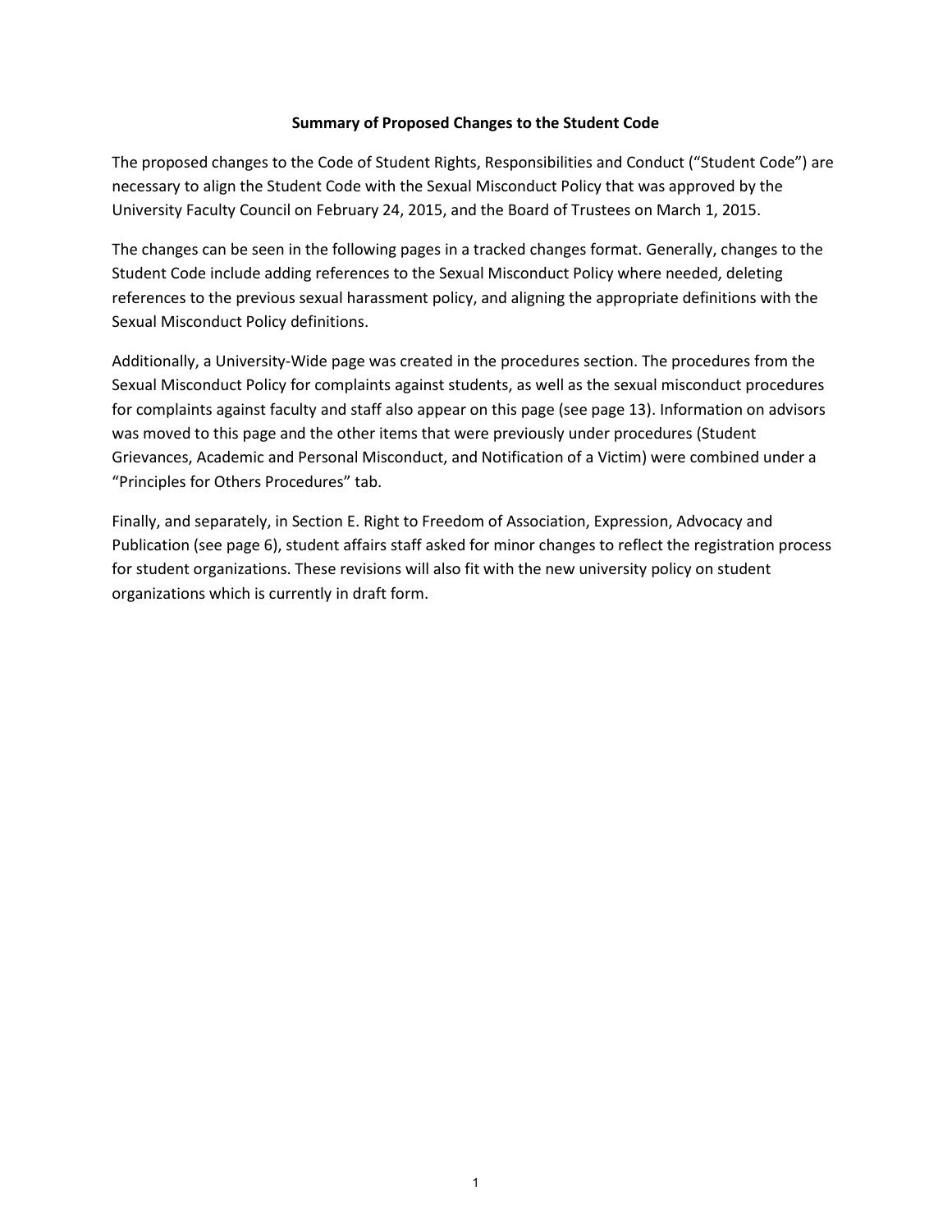# Summary of Proposed Changes to the Student Code

The proposed changes to the Code of Student Rights, Responsibilities and Conduct ("Student Code") are necessary to align the Student Code with the Sexual Misconduct Policy that was approved by the University Faculty Council on February 24, 2015, and the Board of Trustees on March 1, 2015.

The changes can be seen in the following pages in a tracked changes format. Generally, changes to the Student Code include adding references to the Sexual Misconduct Policy where needed, deleting references to the previous sexual harassment policy, and aligning the appropriate definitions with the Sexual Misconduct Policy definitions.

Additionally, a University-Wide page was created in the procedures section. The procedures from the Sexual Misconduct Policy for complaints against students, as well as the sexual misconduct procedures for complaints against faculty and staff also appear on this page (see page 13). Information on advisors was moved to this page and the other items that were previously under procedures (Student Grievances, Academic and Personal Misconduct, and Notification of a Victim) were combined under a "Principles for Others Procedures" tab.

Finally, and separately, in Section E. Right to Freedom of Association, Expression, Advocacy and Publication (see page 6), student affairs staff asked for minor changes to reflect the registration process for student organizations. These revisions will also fit with the new university policy on student organizations which is currently in draft form.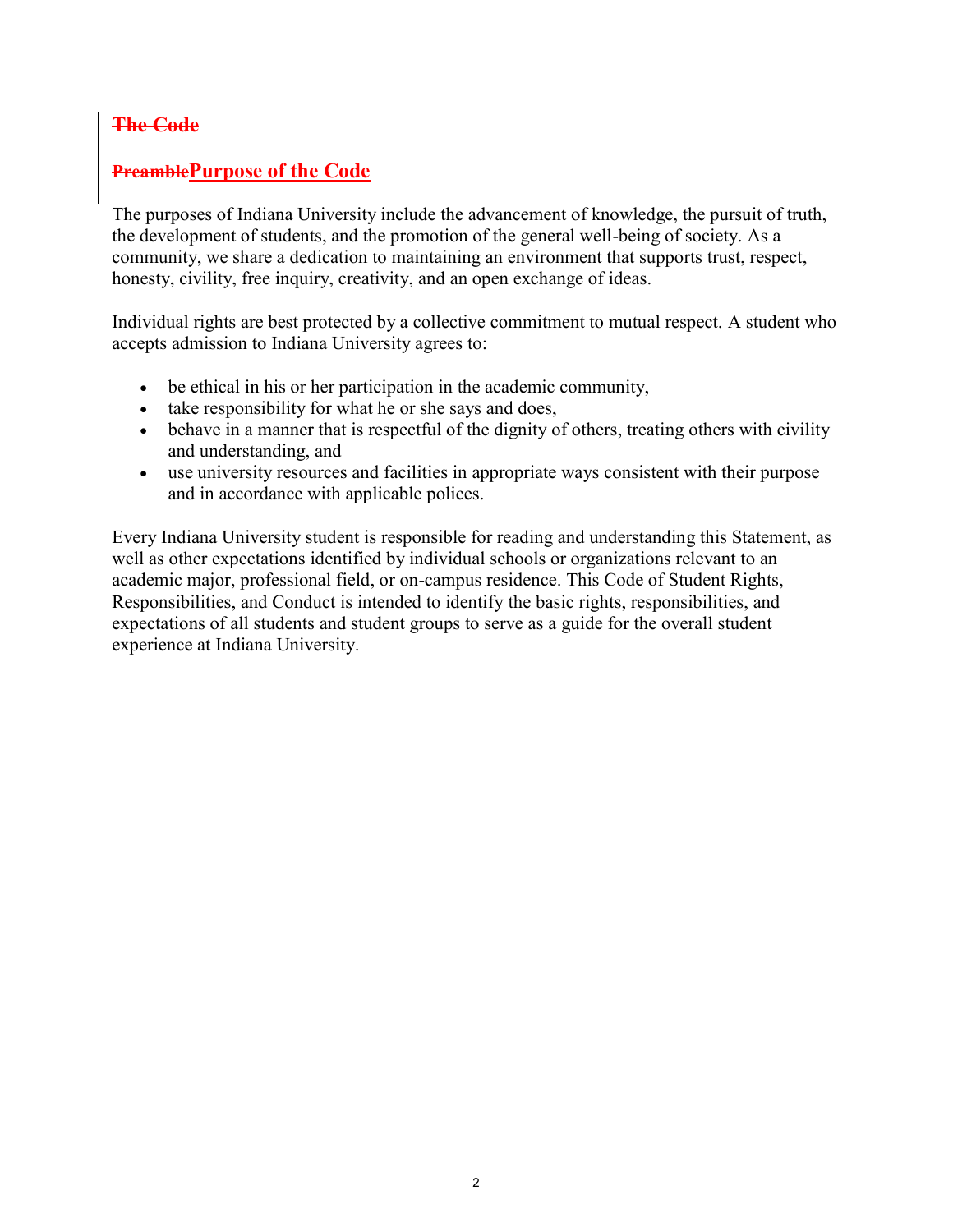## ~~The Code~~

## ~~Preamble~~Purpose of the Code

The purposes of Indiana University include the advancement of knowledge, the pursuit of truth, the development of students, and the promotion of the general well-being of society. As a community, we share a dedication to maintaining an environment that supports trust, respect, honesty, civility, free inquiry, creativity, and an open exchange of ideas.

Individual rights are best protected by a collective commitment to mutual respect. A student who accepts admission to Indiana University agrees to:

- be ethical in his or her participation in the academic community,
- take responsibility for what he or she says and does,
- behave in a manner that is respectful of the dignity of others, treating others with civility and understanding, and
- use university resources and facilities in appropriate ways consistent with their purpose and in accordance with applicable polices.

Every Indiana University student is responsible for reading and understanding this Statement, as well as other expectations identified by individual schools or organizations relevant to an academic major, professional field, or on-campus residence. This Code of Student Rights, Responsibilities, and Conduct is intended to identify the basic rights, responsibilities, and expectations of all students and student groups to serve as a guide for the overall student experience at Indiana University.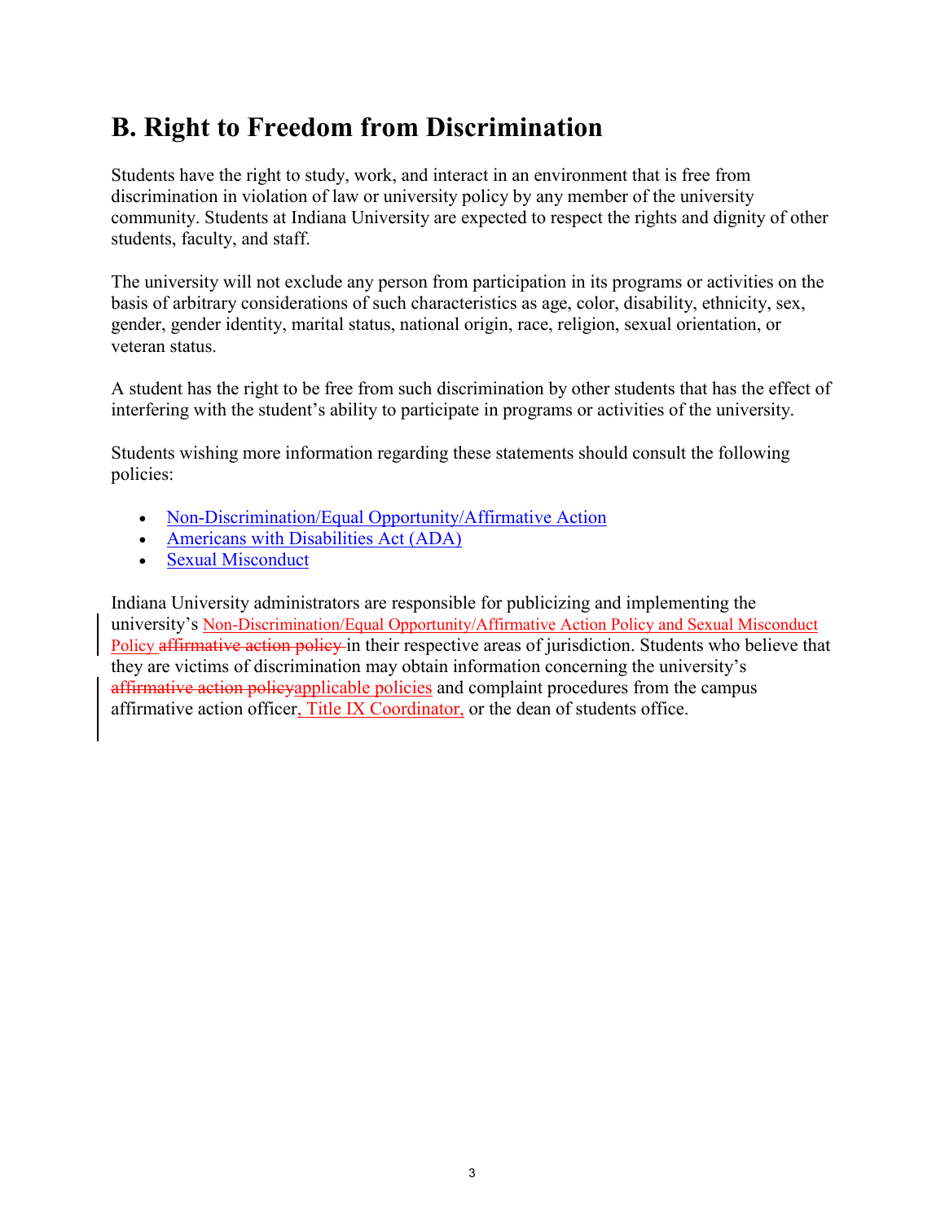## B. Right to Freedom from Discrimination

Students have the right to study, work, and interact in an environment that is free from discrimination in violation of law or university policy by any member of the university community. Students at Indiana University are expected to respect the rights and dignity of other students, faculty, and staff.

The university will not exclude any person from participation in its programs or activities on the basis of arbitrary considerations of such characteristics as age, color, disability, ethnicity, sex, gender, gender identity, marital status, national origin, race, religion, sexual orientation, or veteran status.

A student has the right to be free from such discrimination by other students that has the effect of interfering with the student's ability to participate in programs or activities of the university.

Students wishing more information regarding these statements should consult the following policies:

- Non-Discrimination/Equal Opportunity/Affirmative Action
- Americans with Disabilities Act (ADA)
- Sexual Misconduct

Indiana University administrators are responsible for publicizing and implementing the university's Non-Discrimination/Equal Opportunity/Affirmative Action Policy and Sexual Misconduct Policy ~~affirmative action policy~~ in their respective areas of jurisdiction. Students who believe that they are victims of discrimination may obtain information concerning the university's ~~affirmative action policy~~applicable policies and complaint procedures from the campus affirmative action officer, Title IX Coordinator, or the dean of students office.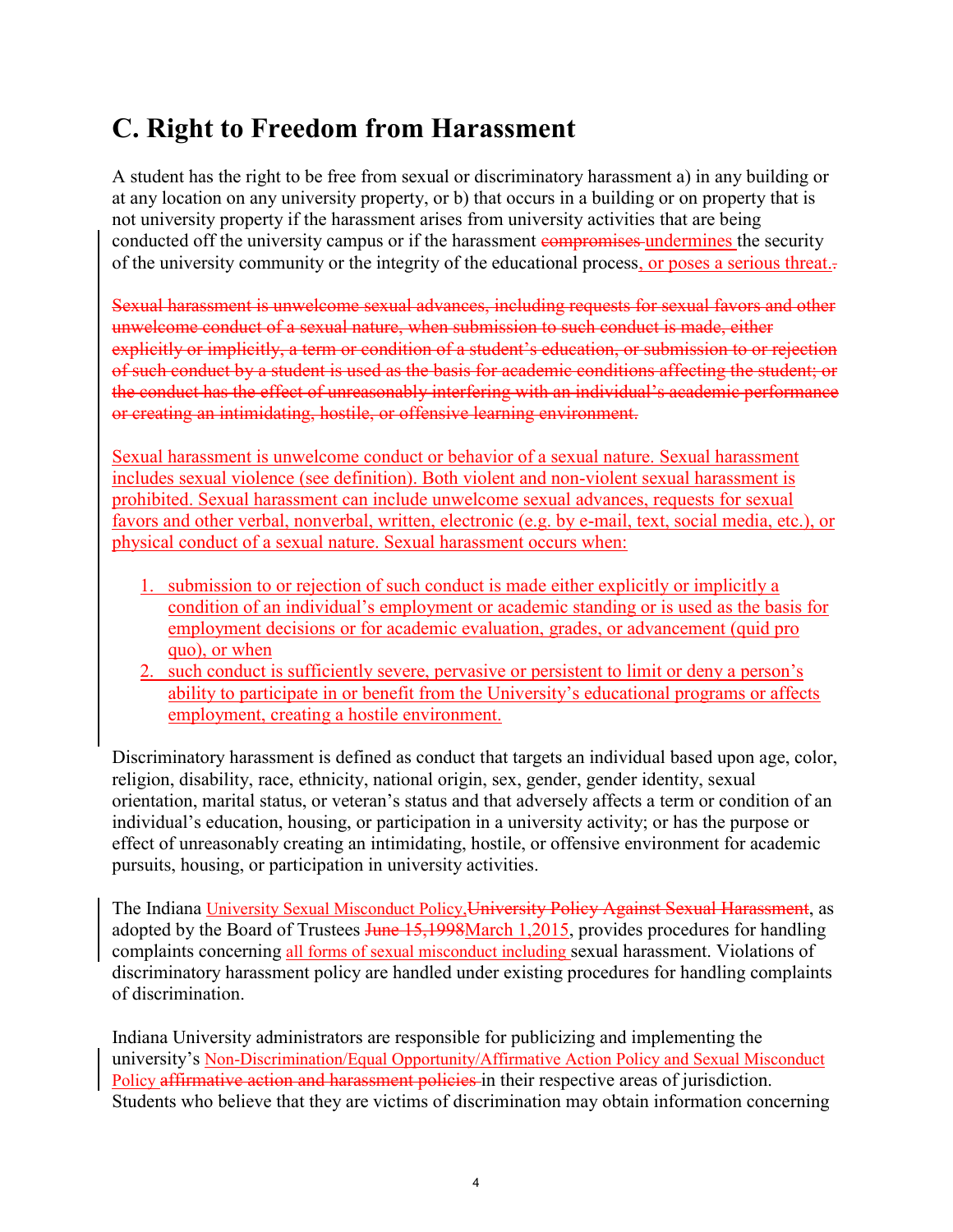## C. Right to Freedom from Harassment

A student has the right to be free from sexual or discriminatory harassment a) in any building or at any location on any university property, or b) that occurs in a building or on property that is not university property if the harassment arises from university activities that are being conducted off the university campus or if the harassment ~~compromises~~ undermines the security of the university community or the integrity of the educational process, or poses a serious threat.~~.~~

~~Sexual harassment is unwelcome sexual advances, including requests for sexual favors and other unwelcome conduct of a sexual nature, when submission to such conduct is made, either explicitly or implicitly, a term or condition of a student's education, or submission to or rejection of such conduct by a student is used as the basis for academic conditions affecting the student; or the conduct has the effect of unreasonably interfering with an individual's academic performance or creating an intimidating, hostile, or offensive learning environment.~~

Sexual harassment is unwelcome conduct or behavior of a sexual nature. Sexual harassment includes sexual violence (see definition). Both violent and non-violent sexual harassment is prohibited. Sexual harassment can include unwelcome sexual advances, requests for sexual favors and other verbal, nonverbal, written, electronic (e.g. by e-mail, text, social media, etc.), or physical conduct of a sexual nature. Sexual harassment occurs when:

1. submission to or rejection of such conduct is made either explicitly or implicitly a condition of an individual's employment or academic standing or is used as the basis for employment decisions or for academic evaluation, grades, or advancement (quid pro quo), or when
2. such conduct is sufficiently severe, pervasive or persistent to limit or deny a person's ability to participate in or benefit from the University's educational programs or affects employment, creating a hostile environment.

Discriminatory harassment is defined as conduct that targets an individual based upon age, color, religion, disability, race, ethnicity, national origin, sex, gender, gender identity, sexual orientation, marital status, or veteran's status and that adversely affects a term or condition of an individual's education, housing, or participation in a university activity; or has the purpose or effect of unreasonably creating an intimidating, hostile, or offensive environment for academic pursuits, housing, or participation in university activities.

The Indiana University Sexual Misconduct Policy,~~University Policy Against Sexual Harassment~~, as adopted by the Board of Trustees ~~June 15,1998~~March 1,2015, provides procedures for handling complaints concerning all forms of sexual misconduct including sexual harassment. Violations of discriminatory harassment policy are handled under existing procedures for handling complaints of discrimination.

Indiana University administrators are responsible for publicizing and implementing the university's Non-Discrimination/Equal Opportunity/Affirmative Action Policy and Sexual Misconduct Policy ~~affirmative action and harassment policies~~ in their respective areas of jurisdiction. Students who believe that they are victims of discrimination may obtain information concerning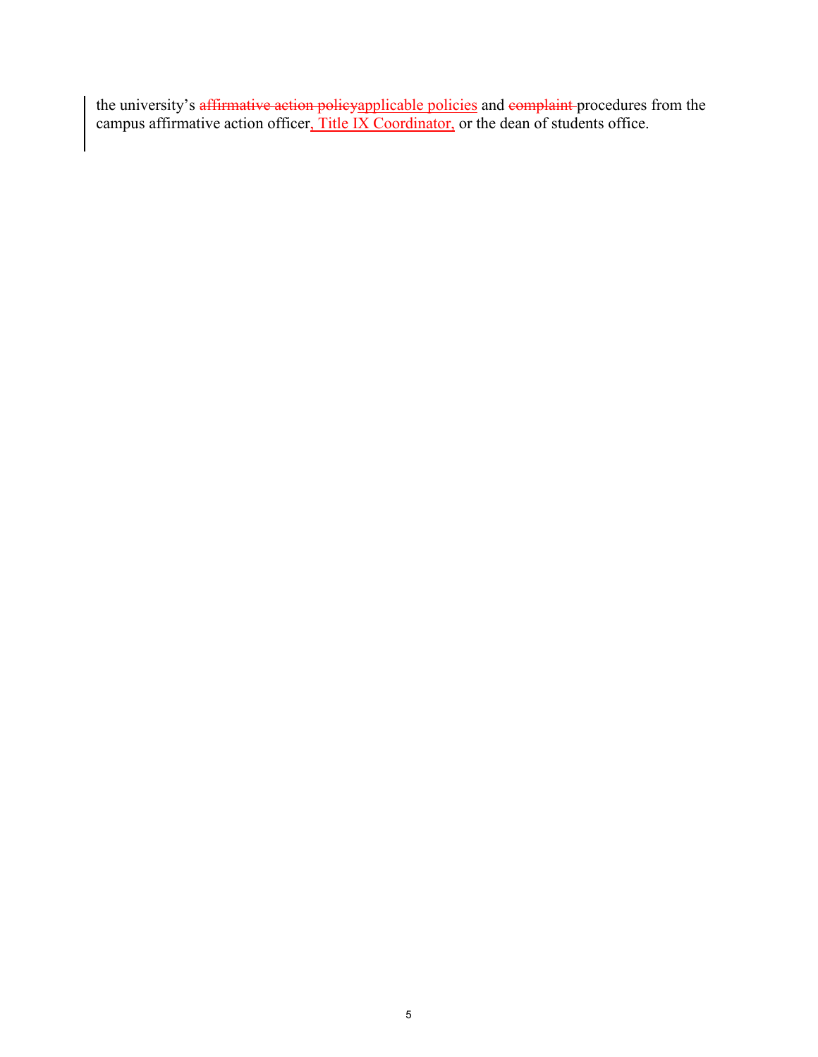the university's ~~affirmative action policy~~applicable policies and ~~complaint~~ procedures from the campus affirmative action officer, Title IX Coordinator, or the dean of students office.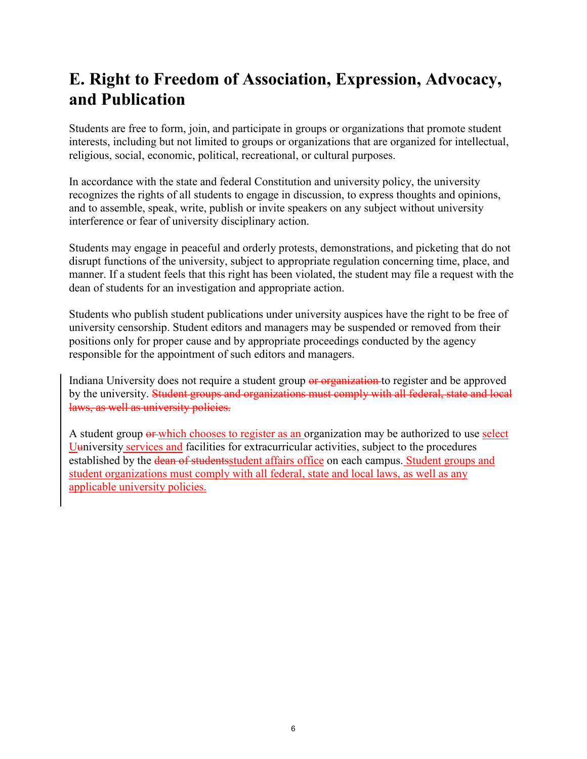## E. Right to Freedom of Association, Expression, Advocacy, and Publication

Students are free to form, join, and participate in groups or organizations that promote student interests, including but not limited to groups or organizations that are organized for intellectual, religious, social, economic, political, recreational, or cultural purposes.

In accordance with the state and federal Constitution and university policy, the university recognizes the rights of all students to engage in discussion, to express thoughts and opinions, and to assemble, speak, write, publish or invite speakers on any subject without university interference or fear of university disciplinary action.

Students may engage in peaceful and orderly protests, demonstrations, and picketing that do not disrupt functions of the university, subject to appropriate regulation concerning time, place, and manner. If a student feels that this right has been violated, the student may file a request with the dean of students for an investigation and appropriate action.

Students who publish student publications under university auspices have the right to be free of university censorship. Student editors and managers may be suspended or removed from their positions only for proper cause and by appropriate proceedings conducted by the agency responsible for the appointment of such editors and managers.

Indiana University does not require a student group ~~or organization~~ to register and be approved by the university. ~~Student groups and organizations must comply with all federal, state and local laws, as well as university policies.~~

A student group ~~or~~ <u>which chooses to register as an</u> organization may be authorized to use <u>select</u> <u>U</u>~~u~~niversity <u>services and</u> facilities for extracurricular activities, subject to the procedures established by the ~~dean of students~~<u>student affairs office</u> on each campus. <u>Student groups and student organizations must comply with all federal, state and local laws, as well as any applicable university policies.</u>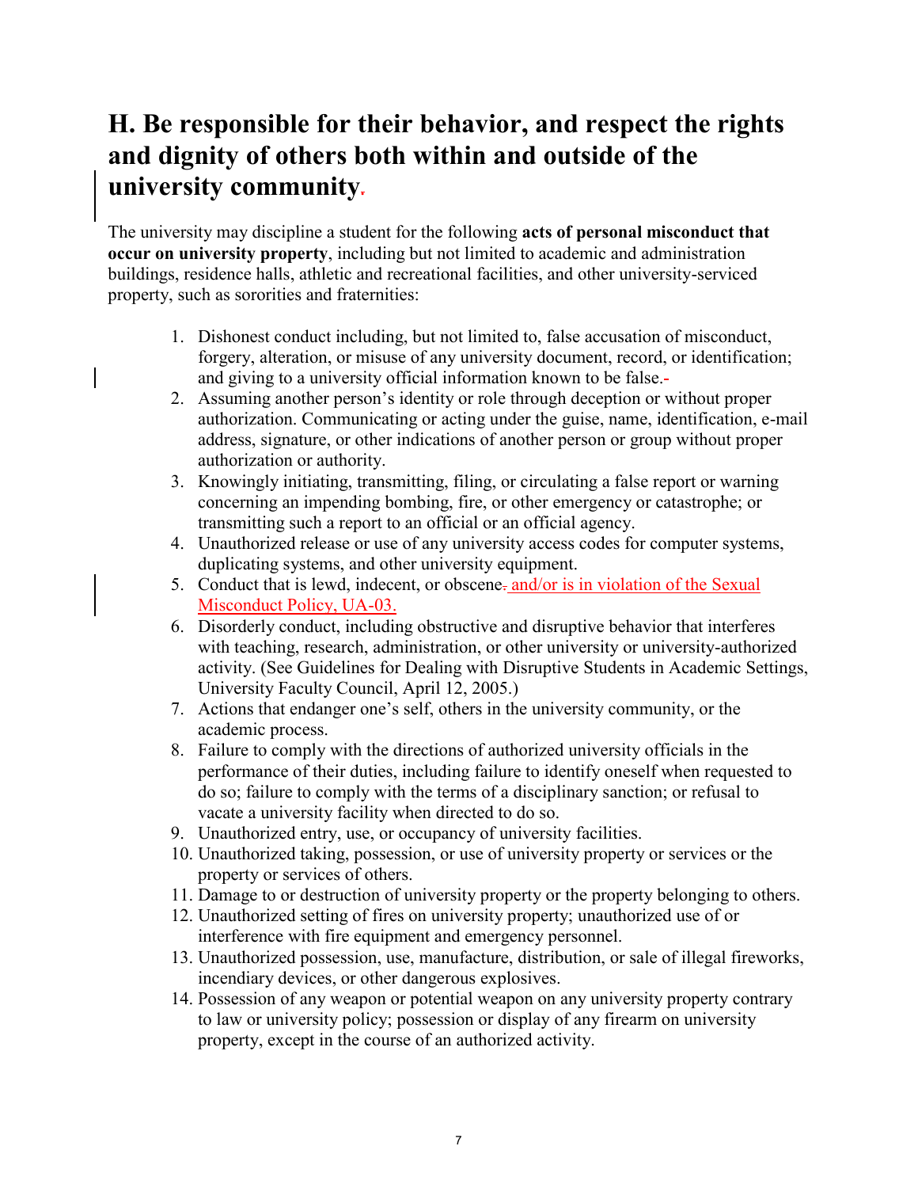## H. Be responsible for their behavior, and respect the rights and dignity of others both within and outside of the university community.

The university may discipline a student for the following **acts of personal misconduct that occur on university property**, including but not limited to academic and administration buildings, residence halls, athletic and recreational facilities, and other university-serviced property, such as sororities and fraternities:

1. Dishonest conduct including, but not limited to, false accusation of misconduct, forgery, alteration, or misuse of any university document, record, or identification; and giving to a university official information known to be false.
2. Assuming another person's identity or role through deception or without proper authorization. Communicating or acting under the guise, name, identification, e-mail address, signature, or other indications of another person or group without proper authorization or authority.
3. Knowingly initiating, transmitting, filing, or circulating a false report or warning concerning an impending bombing, fire, or other emergency or catastrophe; or transmitting such a report to an official or an official agency.
4. Unauthorized release or use of any university access codes for computer systems, duplicating systems, and other university equipment.
5. Conduct that is lewd, indecent, or obscene and/or is in violation of the Sexual Misconduct Policy, UA-03.
6. Disorderly conduct, including obstructive and disruptive behavior that interferes with teaching, research, administration, or other university or university-authorized activity. (See Guidelines for Dealing with Disruptive Students in Academic Settings, University Faculty Council, April 12, 2005.)
7. Actions that endanger one's self, others in the university community, or the academic process.
8. Failure to comply with the directions of authorized university officials in the performance of their duties, including failure to identify oneself when requested to do so; failure to comply with the terms of a disciplinary sanction; or refusal to vacate a university facility when directed to do so.
9. Unauthorized entry, use, or occupancy of university facilities.
10. Unauthorized taking, possession, or use of university property or services or the property or services of others.
11. Damage to or destruction of university property or the property belonging to others.
12. Unauthorized setting of fires on university property; unauthorized use of or interference with fire equipment and emergency personnel.
13. Unauthorized possession, use, manufacture, distribution, or sale of illegal fireworks, incendiary devices, or other dangerous explosives.
14. Possession of any weapon or potential weapon on any university property contrary to law or university policy; possession or display of any firearm on university property, except in the course of an authorized activity.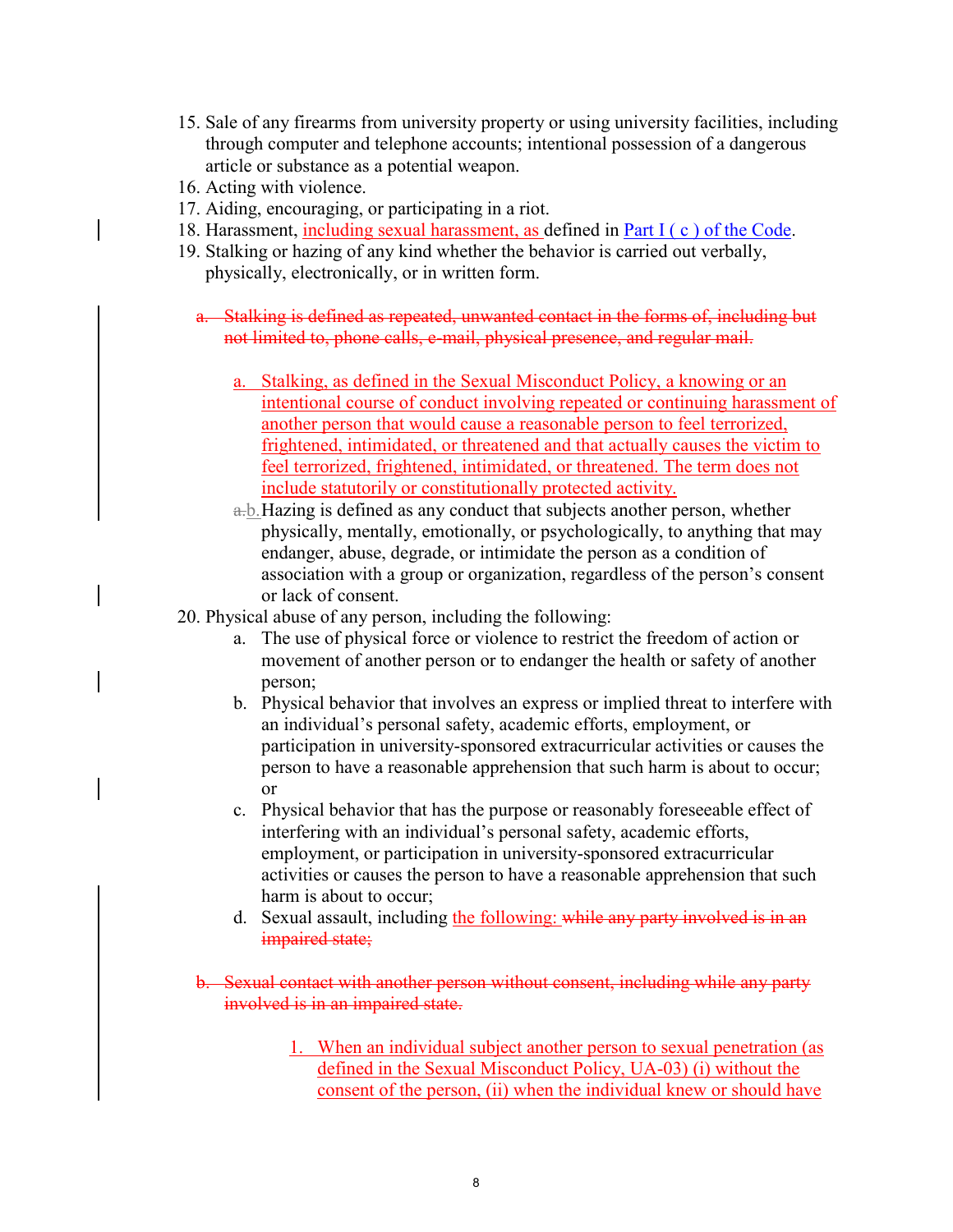15. Sale of any firearms from university property or using university facilities, including through computer and telephone accounts; intentional possession of a dangerous article or substance as a potential weapon.
16. Acting with violence.
17. Aiding, encouraging, or participating in a riot.
18. Harassment, including sexual harassment, as defined in [Part I ( c ) of the Code](#).
19. Stalking or hazing of any kind whether the behavior is carried out verbally, physically, electronically, or in written form.

    a. ~~Stalking is defined as repeated, unwanted contact in the forms of, including but not limited to, phone calls, e-mail, physical presence, and regular mail.~~

    a. Stalking, as defined in the Sexual Misconduct Policy, a knowing or an intentional course of conduct involving repeated or continuing harassment of another person that would cause a reasonable person to feel terrorized, frightened, intimidated, or threatened and that actually causes the victim to feel terrorized, frightened, intimidated, or threatened. The term does not include statutorily or constitutionally protected activity.

    ~~a.~~b. Hazing is defined as any conduct that subjects another person, whether physically, mentally, emotionally, or psychologically, to anything that may endanger, abuse, degrade, or intimidate the person as a condition of association with a group or organization, regardless of the person's consent or lack of consent.

20. Physical abuse of any person, including the following:
    a. The use of physical force or violence to restrict the freedom of action or movement of another person or to endanger the health or safety of another person;
    b. Physical behavior that involves an express or implied threat to interfere with an individual's personal safety, academic efforts, employment, or participation in university-sponsored extracurricular activities or causes the person to have a reasonable apprehension that such harm is about to occur; or
    c. Physical behavior that has the purpose or reasonably foreseeable effect of interfering with an individual's personal safety, academic efforts, employment, or participation in university-sponsored extracurricular activities or causes the person to have a reasonable apprehension that such harm is about to occur;
    d. Sexual assault, including the following: ~~while any party involved is in an impaired state;~~

    b. ~~Sexual contact with another person without consent, including while any party involved is in an impaired state.~~

        1. When an individual subject another person to sexual penetration (as defined in the Sexual Misconduct Policy, UA-03) (i) without the consent of the person, (ii) when the individual knew or should have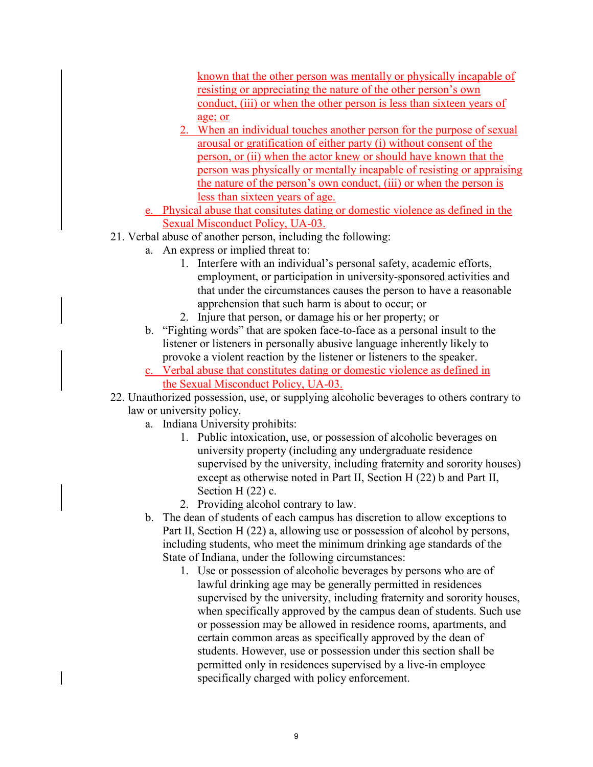known that the other person was mentally or physically incapable of resisting or appreciating the nature of the other person's own conduct, (iii) or when the other person is less than sixteen years of age; or

        2. When an individual touches another person for the purpose of sexual arousal or gratification of either party (i) without consent of the person, or (ii) when the actor knew or should have known that the person was physically or mentally incapable of resisting or appraising the nature of the person's own conduct, (iii) or when the person is less than sixteen years of age.

    e. Physical abuse that consitutes dating or domestic violence as defined in the Sexual Misconduct Policy, UA-03.

21. Verbal abuse of another person, including the following:
    a. An express or implied threat to:
        1. Interfere with an individual's personal safety, academic efforts, employment, or participation in university-sponsored activities and that under the circumstances causes the person to have a reasonable apprehension that such harm is about to occur; or
        2. Injure that person, or damage his or her property; or
    b. "Fighting words" that are spoken face-to-face as a personal insult to the listener or listeners in personally abusive language inherently likely to provoke a violent reaction by the listener or listeners to the speaker.
    c. Verbal abuse that constitutes dating or domestic violence as defined in the Sexual Misconduct Policy, UA-03.
22. Unauthorized possession, use, or supplying alcoholic beverages to others contrary to law or university policy.
    a. Indiana University prohibits:
        1. Public intoxication, use, or possession of alcoholic beverages on university property (including any undergraduate residence supervised by the university, including fraternity and sorority houses) except as otherwise noted in Part II, Section H (22) b and Part II, Section H (22) c.
        2. Providing alcohol contrary to law.
    b. The dean of students of each campus has discretion to allow exceptions to Part II, Section H (22) a, allowing use or possession of alcohol by persons, including students, who meet the minimum drinking age standards of the State of Indiana, under the following circumstances:
        1. Use or possession of alcoholic beverages by persons who are of lawful drinking age may be generally permitted in residences supervised by the university, including fraternity and sorority houses, when specifically approved by the campus dean of students. Such use or possession may be allowed in residence rooms, apartments, and certain common areas as specifically approved by the dean of students. However, use or possession under this section shall be permitted only in residences supervised by a live-in employee specifically charged with policy enforcement.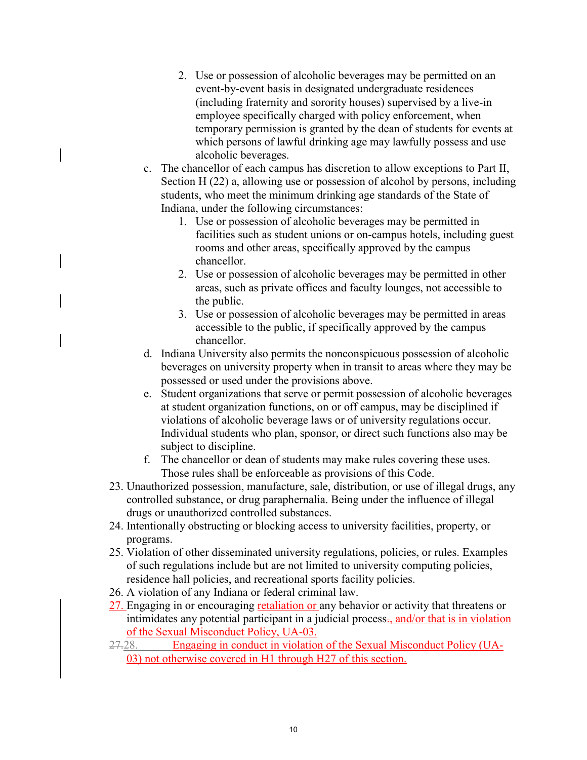2. Use or possession of alcoholic beverages may be permitted on an event-by-event basis in designated undergraduate residences (including fraternity and sorority houses) supervised by a live-in employee specifically charged with policy enforcement, when temporary permission is granted by the dean of students for events at which persons of lawful drinking age may lawfully possess and use alcoholic beverages.

   c. The chancellor of each campus has discretion to allow exceptions to Part II, Section H (22) a, allowing use or possession of alcohol by persons, including students, who meet the minimum drinking age standards of the State of Indiana, under the following circumstances:
      1. Use or possession of alcoholic beverages may be permitted in facilities such as student unions or on-campus hotels, including guest rooms and other areas, specifically approved by the campus chancellor.
      2. Use or possession of alcoholic beverages may be permitted in other areas, such as private offices and faculty lounges, not accessible to the public.
      3. Use or possession of alcoholic beverages may be permitted in areas accessible to the public, if specifically approved by the campus chancellor.

   d. Indiana University also permits the nonconspicuous possession of alcoholic beverages on university property when in transit to areas where they may be possessed or used under the provisions above.

   e. Student organizations that serve or permit possession of alcoholic beverages at student organization functions, on or off campus, may be disciplined if violations of alcoholic beverage laws or of university regulations occur. Individual students who plan, sponsor, or direct such functions also may be subject to discipline.

   f. The chancellor or dean of students may make rules covering these uses. Those rules shall be enforceable as provisions of this Code.

23. Unauthorized possession, manufacture, sale, distribution, or use of illegal drugs, any controlled substance, or drug paraphernalia. Being under the influence of illegal drugs or unauthorized controlled substances.

24. Intentionally obstructing or blocking access to university facilities, property, or programs.

25. Violation of other disseminated university regulations, policies, or rules. Examples of such regulations include but are not limited to university computing policies, residence hall policies, and recreational sports facility policies.

26. A violation of any Indiana or federal criminal law.

27. Engaging in or encouraging retaliation or any behavior or activity that threatens or intimidates any potential participant in a judicial process~~.~~, and/or that is in violation of the Sexual Misconduct Policy, UA-03.

~~27.~~28. Engaging in conduct in violation of the Sexual Misconduct Policy (UA-03) not otherwise covered in H1 through H27 of this section.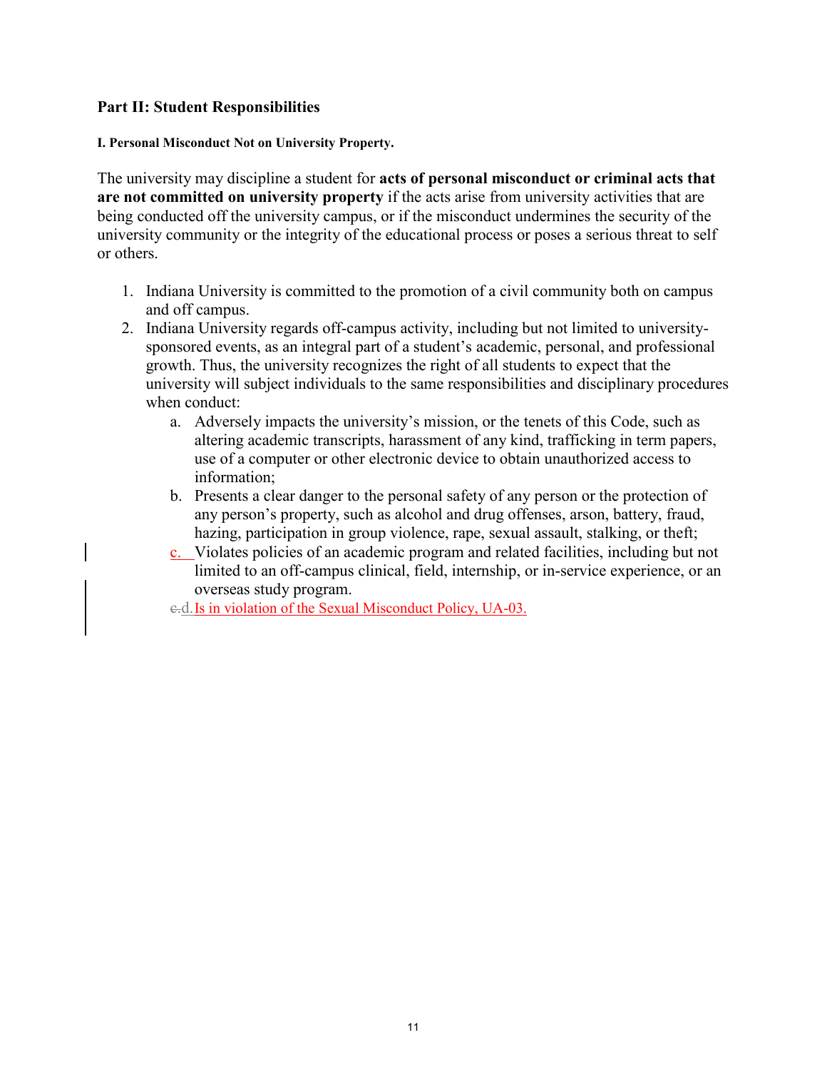## Part II: Student Responsibilities

### I. Personal Misconduct Not on University Property.

The university may discipline a student for **acts of personal misconduct or criminal acts that are not committed on university property** if the acts arise from university activities that are being conducted off the university campus, or if the misconduct undermines the security of the university community or the integrity of the educational process or poses a serious threat to self or others.

1. Indiana University is committed to the promotion of a civil community both on campus and off campus.
2. Indiana University regards off-campus activity, including but not limited to university-sponsored events, as an integral part of a student's academic, personal, and professional growth. Thus, the university recognizes the right of all students to expect that the university will subject individuals to the same responsibilities and disciplinary procedures when conduct:
   a. Adversely impacts the university's mission, or the tenets of this Code, such as altering academic transcripts, harassment of any kind, trafficking in term papers, use of a computer or other electronic device to obtain unauthorized access to information;
   b. Presents a clear danger to the personal safety of any person or the protection of any person's property, such as alcohol and drug offenses, arson, battery, fraud, hazing, participation in group violence, rape, sexual assault, stalking, or theft;
   c. Violates policies of an academic program and related facilities, including but not limited to an off-campus clinical, field, internship, or in-service experience, or an overseas study program.
   d. Is in violation of the Sexual Misconduct Policy, UA-03.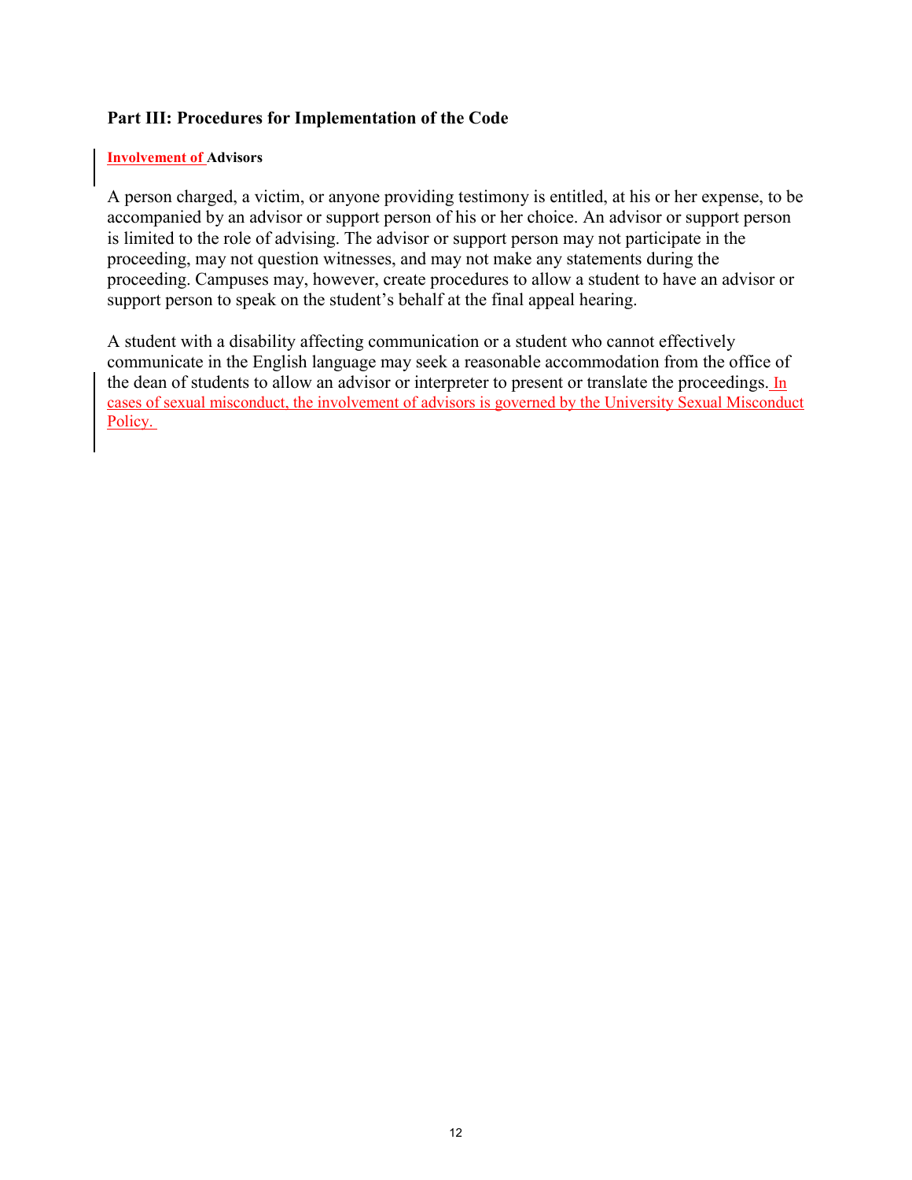## Part III: Procedures for Implementation of the Code

**Involvement of Advisors**

A person charged, a victim, or anyone providing testimony is entitled, at his or her expense, to be accompanied by an advisor or support person of his or her choice. An advisor or support person is limited to the role of advising. The advisor or support person may not participate in the proceeding, may not question witnesses, and may not make any statements during the proceeding. Campuses may, however, create procedures to allow a student to have an advisor or support person to speak on the student's behalf at the final appeal hearing.

A student with a disability affecting communication or a student who cannot effectively communicate in the English language may seek a reasonable accommodation from the office of the dean of students to allow an advisor or interpreter to present or translate the proceedings. In cases of sexual misconduct, the involvement of advisors is governed by the University Sexual Misconduct Policy.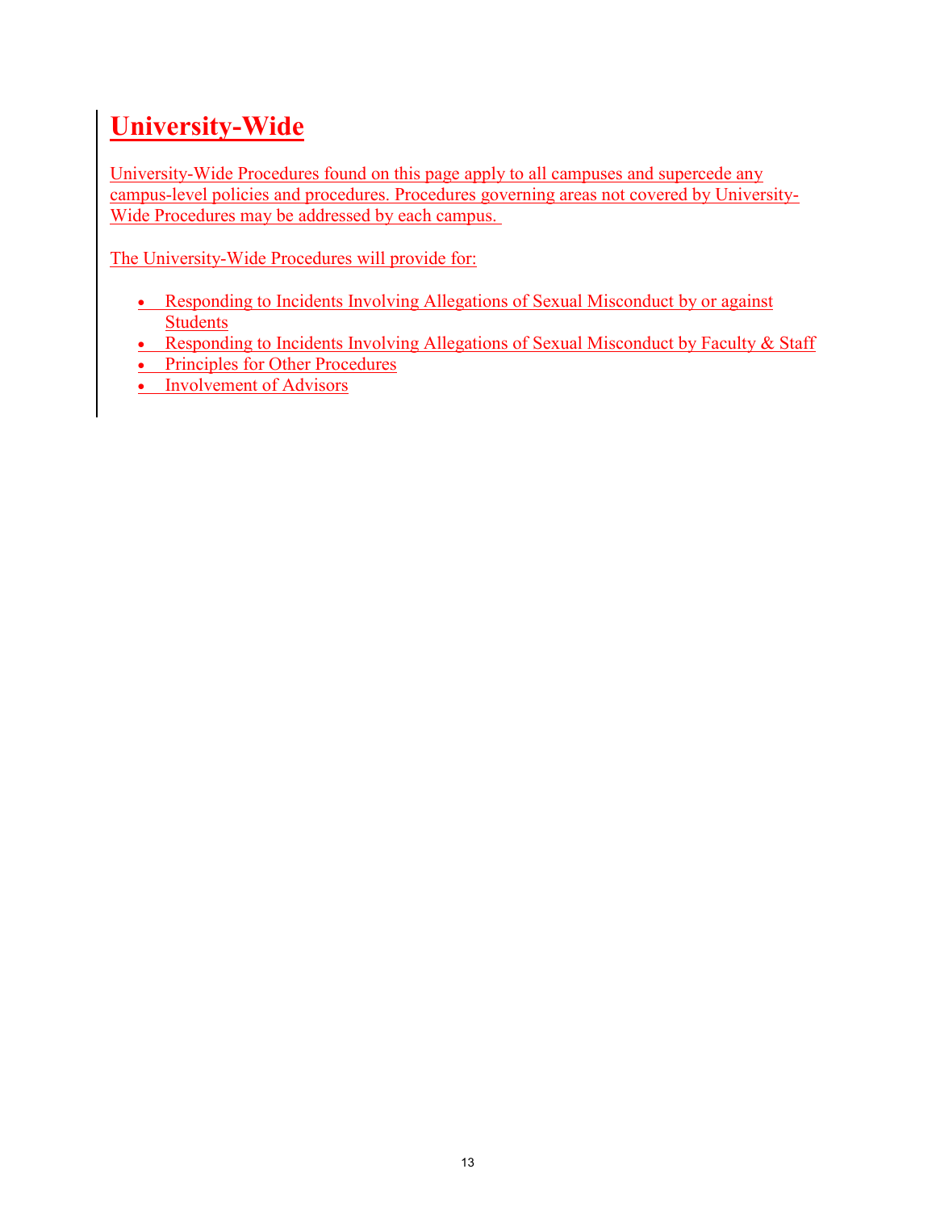# University-Wide

University-Wide Procedures found on this page apply to all campuses and supercede any campus-level policies and procedures. Procedures governing areas not covered by University-Wide Procedures may be addressed by each campus.

The University-Wide Procedures will provide for:

- Responding to Incidents Involving Allegations of Sexual Misconduct by or against Students
- Responding to Incidents Involving Allegations of Sexual Misconduct by Faculty & Staff
- Principles for Other Procedures
- Involvement of Advisors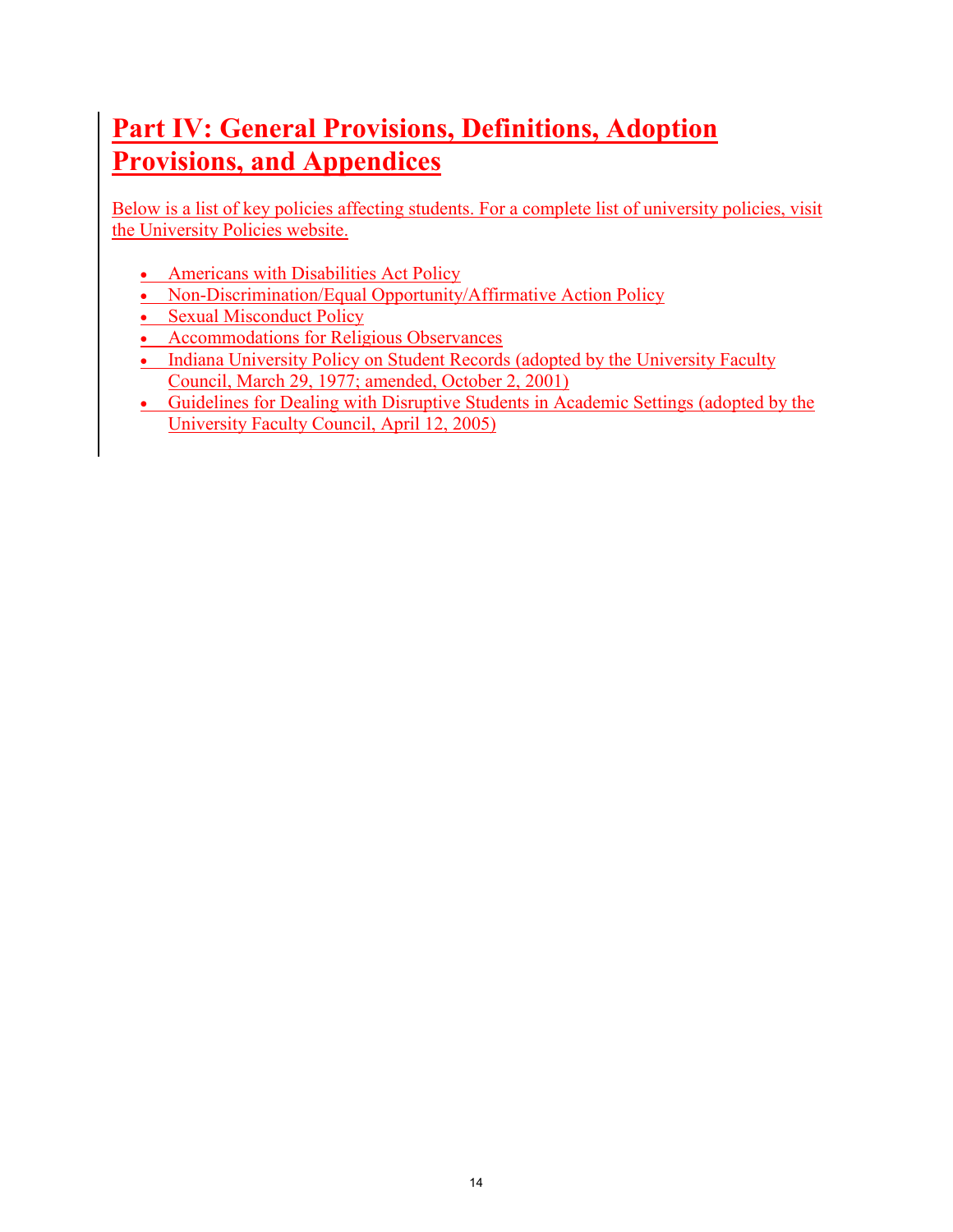# Part IV: General Provisions, Definitions, Adoption Provisions, and Appendices

Below is a list of key policies affecting students. For a complete list of university policies, visit the University Policies website.

- Americans with Disabilities Act Policy
- Non-Discrimination/Equal Opportunity/Affirmative Action Policy
- Sexual Misconduct Policy
- Accommodations for Religious Observances
- Indiana University Policy on Student Records (adopted by the University Faculty Council, March 29, 1977; amended, October 2, 2001)
- Guidelines for Dealing with Disruptive Students in Academic Settings (adopted by the University Faculty Council, April 12, 2005)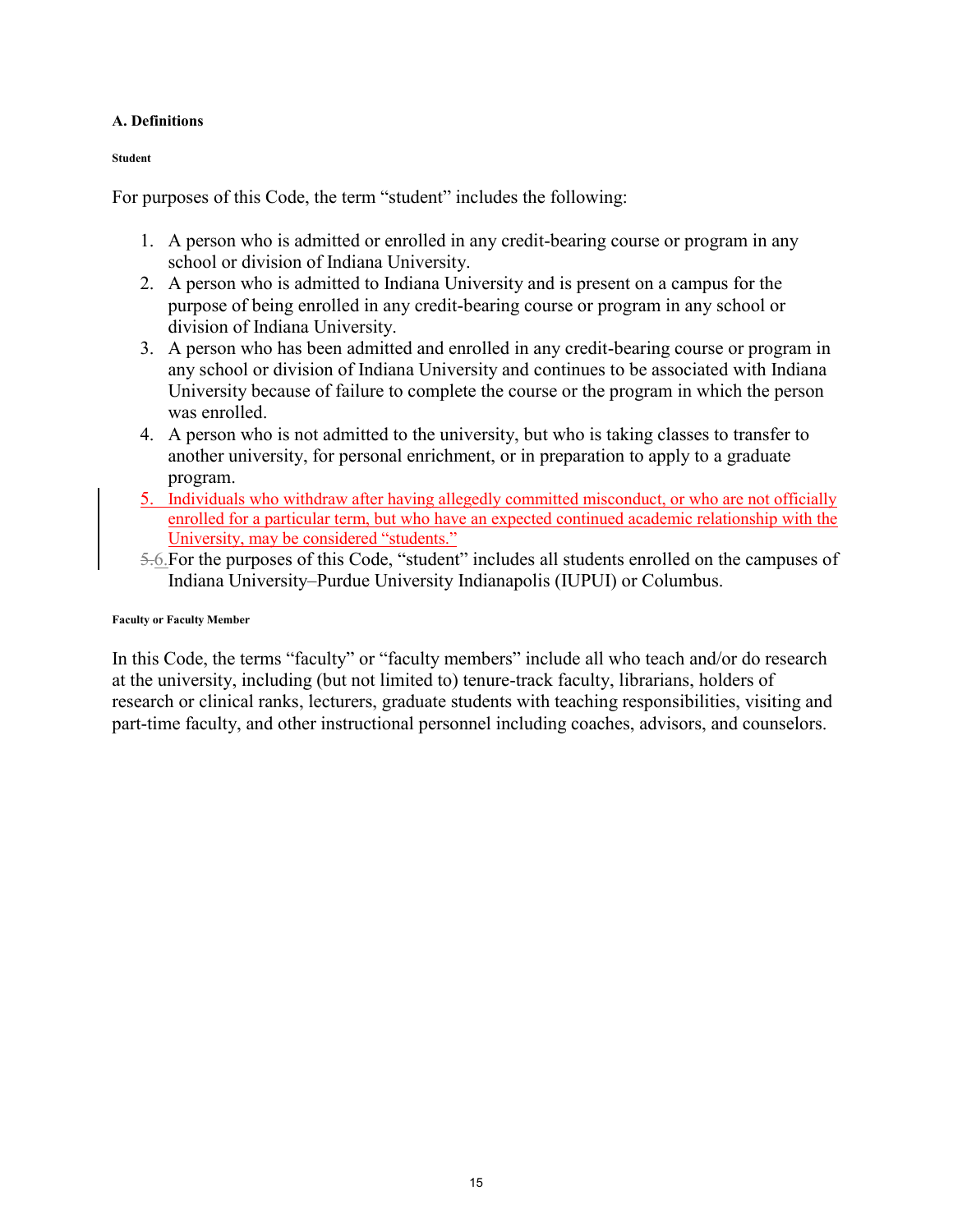### A. Definitions

#### Student

For purposes of this Code, the term "student" includes the following:

1. A person who is admitted or enrolled in any credit-bearing course or program in any school or division of Indiana University.
2. A person who is admitted to Indiana University and is present on a campus for the purpose of being enrolled in any credit-bearing course or program in any school or division of Indiana University.
3. A person who has been admitted and enrolled in any credit-bearing course or program in any school or division of Indiana University and continues to be associated with Indiana University because of failure to complete the course or the program in which the person was enrolled.
4. A person who is not admitted to the university, but who is taking classes to transfer to another university, for personal enrichment, or in preparation to apply to a graduate program.
5. Individuals who withdraw after having allegedly committed misconduct, or who are not officially enrolled for a particular term, but who have an expected continued academic relationship with the University, may be considered "students."
6. For the purposes of this Code, "student" includes all students enrolled on the campuses of Indiana University–Purdue University Indianapolis (IUPUI) or Columbus.

#### Faculty or Faculty Member

In this Code, the terms "faculty" or "faculty members" include all who teach and/or do research at the university, including (but not limited to) tenure-track faculty, librarians, holders of research or clinical ranks, lecturers, graduate students with teaching responsibilities, visiting and part-time faculty, and other instructional personnel including coaches, advisors, and counselors.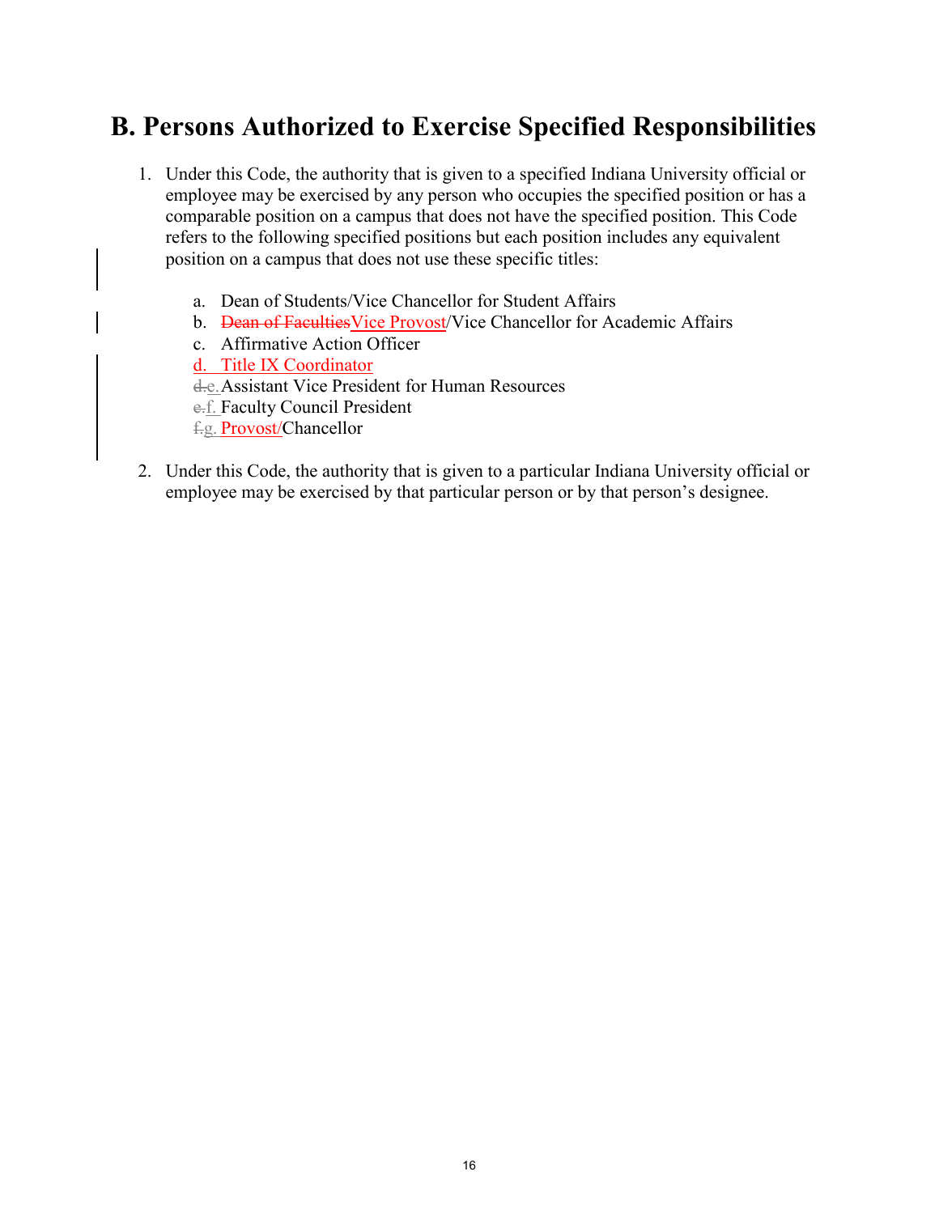## B. Persons Authorized to Exercise Specified Responsibilities

1. Under this Code, the authority that is given to a specified Indiana University official or employee may be exercised by any person who occupies the specified position or has a comparable position on a campus that does not have the specified position. This Code refers to the following specified positions but each position includes any equivalent position on a campus that does not use these specific titles:

   a. Dean of Students/Vice Chancellor for Student Affairs
   b. ~~Dean of Faculties~~Vice Provost/Vice Chancellor for Academic Affairs
   c. Affirmative Action Officer
   d. Title IX Coordinator
   ~~d.~~e. Assistant Vice President for Human Resources
   ~~e.~~f. Faculty Council President
   ~~f.~~g. Provost/Chancellor

2. Under this Code, the authority that is given to a particular Indiana University official or employee may be exercised by that particular person or by that person's designee.